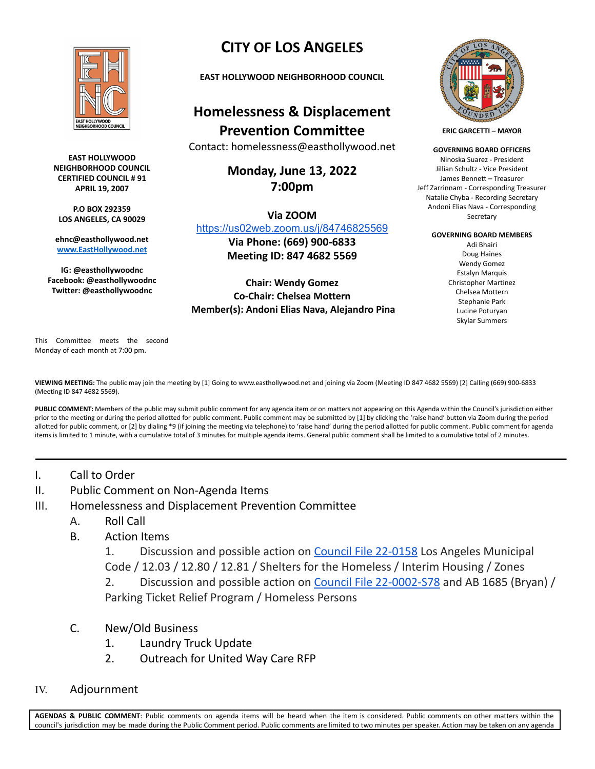# CITY OF LOS ANGELES

**EAST HOLLYWOOD NEIGHBORHOOD COUNCIL**

## Homelessness & Displacement Prevention Committee

Contact: homelessness@easthollywood.net

**Monday, June 13, 2022**
**7:00pm**

**Via ZOOM**
https://us02web.zoom.us/j/84746825569
**Via Phone: (669) 900-6833**
**Meeting ID: 847 4682 5569**

**Chair: Wendy Gomez**
**Co-Chair: Chelsea Mottern**
**Member(s): Andoni Elias Nava, Alejandro Pina**

**EAST HOLLYWOOD NEIGHBORHOOD COUNCIL**
**CERTIFIED COUNCIL # 91**
**APRIL 19, 2007**

**P.O BOX 292359**
**LOS ANGELES, CA 90029**

**ehnc@easthollywood.net**
**www.EastHollywood.net**

**IG: @easthollywoodnc**
**Facebook: @easthollywoodnc**
**Twitter: @easthollywoodnc**

This Committee meets the second Monday of each month at 7:00 pm.

**ERIC GARCETTI – MAYOR**

**GOVERNING BOARD OFFICERS**
Ninoska Suarez - President
Jillian Schultz - Vice President
James Bennett – Treasurer
Jeff Zarrinnam - Corresponding Treasurer
Natalie Chyba - Recording Secretary
Andoni Elias Nava - Corresponding Secretary

**GOVERNING BOARD MEMBERS**
Adi Bhairi
Doug Haines
Wendy Gomez
Estalyn Marquis
Christopher Martinez
Chelsea Mottern
Stephanie Park
Lucine Poturyan
Skylar Summers

**VIEWING MEETING:** The public may join the meeting by [1] Going to www.easthollywood.net and joining via Zoom (Meeting ID 847 4682 5569) [2] Calling (669) 900-6833 (Meeting ID 847 4682 5569).

**PUBLIC COMMENT:** Members of the public may submit public comment for any agenda item or on matters not appearing on this Agenda within the Council's jurisdiction either prior to the meeting or during the period allotted for public comment. Public comment may be submitted by [1] by clicking the 'raise hand' button via Zoom during the period allotted for public comment, or [2] by dialing *9 (if joining the meeting via telephone) to 'raise hand' during the period allotted for public comment. Public comment for agenda items is limited to 1 minute, with a cumulative total of 3 minutes for multiple agenda items. General public comment shall be limited to a cumulative total of 2 minutes.

---

I. Call to Order

II. Public Comment on Non-Agenda Items

III. Homelessness and Displacement Prevention Committee

  A. Roll Call

  B. Action Items

    1. Discussion and possible action on Council File 22-0158 Los Angeles Municipal Code / 12.03 / 12.80 / 12.81 / Shelters for the Homeless / Interim Housing / Zones

    2. Discussion and possible action on Council File 22-0002-S78 and AB 1685 (Bryan) / Parking Ticket Relief Program / Homeless Persons

  C. New/Old Business

    1. Laundry Truck Update

    2. Outreach for United Way Care RFP

IV. Adjournment

**AGENDAS & PUBLIC COMMENT**: Public comments on agenda items will be heard when the item is considered. Public comments on other matters within the council's jurisdiction may be made during the Public Comment period. Public comments are limited to two minutes per speaker. Action may be taken on any agenda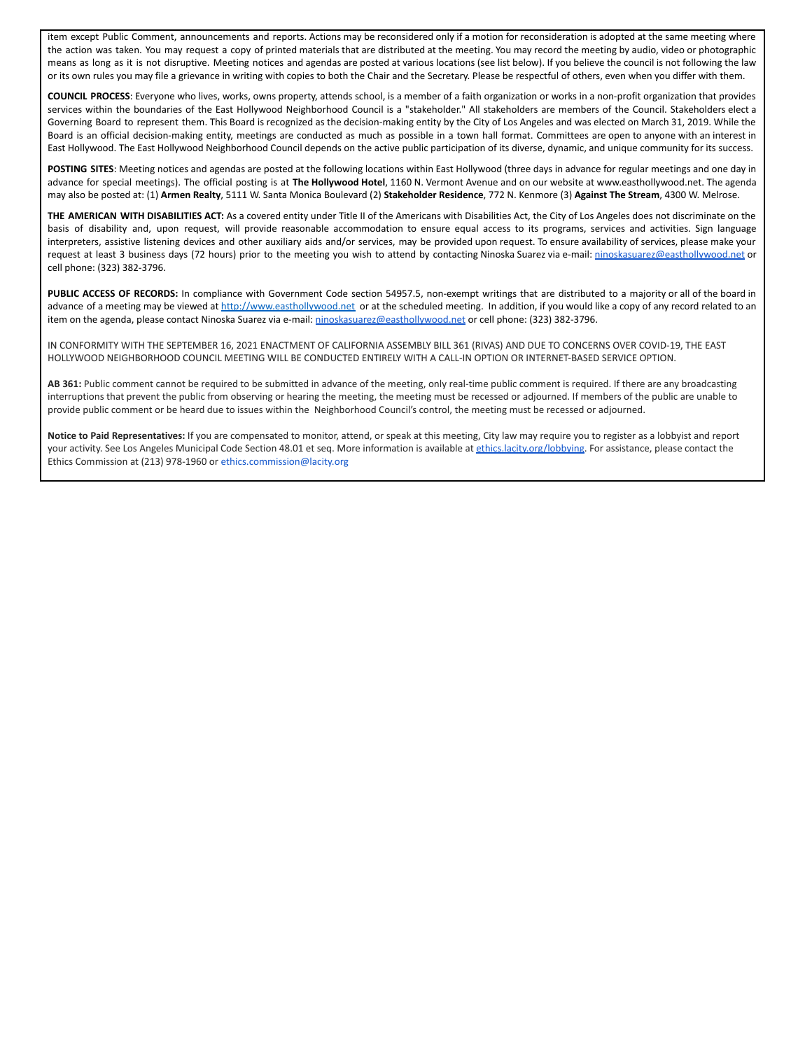item except Public Comment, announcements and reports. Actions may be reconsidered only if a motion for reconsideration is adopted at the same meeting where the action was taken. You may request a copy of printed materials that are distributed at the meeting. You may record the meeting by audio, video or photographic means as long as it is not disruptive. Meeting notices and agendas are posted at various locations (see list below). If you believe the council is not following the law or its own rules you may file a grievance in writing with copies to both the Chair and the Secretary. Please be respectful of others, even when you differ with them.

**COUNCIL PROCESS**: Everyone who lives, works, owns property, attends school, is a member of a faith organization or works in a non-profit organization that provides services within the boundaries of the East Hollywood Neighborhood Council is a "stakeholder." All stakeholders are members of the Council. Stakeholders elect a Governing Board to represent them. This Board is recognized as the decision-making entity by the City of Los Angeles and was elected on March 31, 2019. While the Board is an official decision-making entity, meetings are conducted as much as possible in a town hall format. Committees are open to anyone with an interest in East Hollywood. The East Hollywood Neighborhood Council depends on the active public participation of its diverse, dynamic, and unique community for its success.

**POSTING SITES**: Meeting notices and agendas are posted at the following locations within East Hollywood (three days in advance for regular meetings and one day in advance for special meetings). The official posting is at **The Hollywood Hotel**, 1160 N. Vermont Avenue and on our website at www.easthollywood.net. The agenda may also be posted at: (1) **Armen Realty**, 5111 W. Santa Monica Boulevard (2) **Stakeholder Residence**, 772 N. Kenmore (3) **Against The Stream**, 4300 W. Melrose.

**THE AMERICAN WITH DISABILITIES ACT:** As a covered entity under Title II of the Americans with Disabilities Act, the City of Los Angeles does not discriminate on the basis of disability and, upon request, will provide reasonable accommodation to ensure equal access to its programs, services and activities. Sign language interpreters, assistive listening devices and other auxiliary aids and/or services, may be provided upon request. To ensure availability of services, please make your request at least 3 business days (72 hours) prior to the meeting you wish to attend by contacting Ninoska Suarez via e-mail: ninoskasuarez@easthollywood.net or cell phone: (323) 382-3796.

**PUBLIC ACCESS OF RECORDS:** In compliance with Government Code section 54957.5, non-exempt writings that are distributed to a majority or all of the board in advance of a meeting may be viewed at http://www.easthollywood.net or at the scheduled meeting. In addition, if you would like a copy of any record related to an item on the agenda, please contact Ninoska Suarez via e-mail: ninoskasuarez@easthollywood.net or cell phone: (323) 382-3796.

IN CONFORMITY WITH THE SEPTEMBER 16, 2021 ENACTMENT OF CALIFORNIA ASSEMBLY BILL 361 (RIVAS) AND DUE TO CONCERNS OVER COVID-19, THE EAST HOLLYWOOD NEIGHBORHOOD COUNCIL MEETING WILL BE CONDUCTED ENTIRELY WITH A CALL-IN OPTION OR INTERNET-BASED SERVICE OPTION.

**AB 361:** Public comment cannot be required to be submitted in advance of the meeting, only real-time public comment is required. If there are any broadcasting interruptions that prevent the public from observing or hearing the meeting, the meeting must be recessed or adjourned. If members of the public are unable to provide public comment or be heard due to issues within the Neighborhood Council's control, the meeting must be recessed or adjourned.

**Notice to Paid Representatives:** If you are compensated to monitor, attend, or speak at this meeting, City law may require you to register as a lobbyist and report your activity. See Los Angeles Municipal Code Section 48.01 et seq. More information is available at ethics.lacity.org/lobbying. For assistance, please contact the Ethics Commission at (213) 978-1960 or ethics.commission@lacity.org